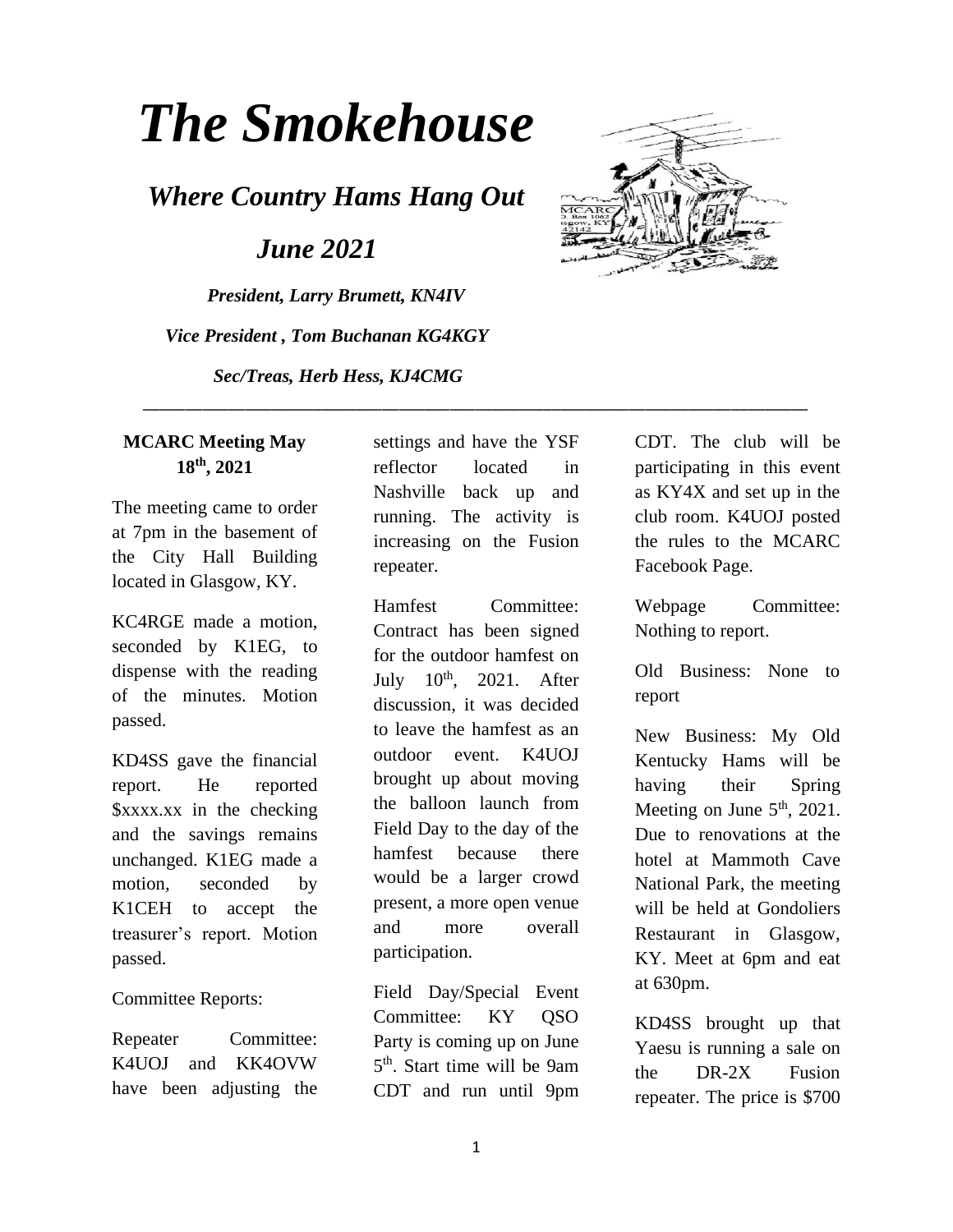# The Smokehouse

## *Where Country Hams Hang Out*

## *June 2021*

***President, Larry Brumett, KN4IV***

***Vice President , Tom Buchanan KG4KGY***

***Sec/Treas, Herb Hess, KJ4CMG***

---

**MCARC Meeting May 18th, 2021**

The meeting came to order at 7pm in the basement of the City Hall Building located in Glasgow, KY.

KC4RGE made a motion, seconded by K1EG, to dispense with the reading of the minutes. Motion passed.

KD4SS gave the financial report. He reported $xxxx.xx in the checking and the savings remains unchanged. K1EG made a motion, seconded by K1CEH to accept the treasurer's report. Motion passed.

Committee Reports:

Repeater Committee: K4UOJ and KK4OVW have been adjusting the settings and have the YSF reflector located in Nashville back up and running. The activity is increasing on the Fusion repeater.

Hamfest Committee: Contract has been signed for the outdoor hamfest on July 10th, 2021. After discussion, it was decided to leave the hamfest as an outdoor event. K4UOJ brought up about moving the balloon launch from Field Day to the day of the hamfest because there would be a larger crowd present, a more open venue and more overall participation.

Field Day/Special Event Committee: KY QSO Party is coming up on June 5th. Start time will be 9am CDT and run until 9pm CDT. The club will be participating in this event as KY4X and set up in the club room. K4UOJ posted the rules to the MCARC Facebook Page.

Webpage Committee: Nothing to report.

Old Business: None to report

New Business: My Old Kentucky Hams will be having their Spring Meeting on June 5th, 2021. Due to renovations at the hotel at Mammoth Cave National Park, the meeting will be held at Gondoliers Restaurant in Glasgow, KY. Meet at 6pm and eat at 630pm.

KD4SS brought up that Yaesu is running a sale on the DR-2X Fusion repeater. The price is $700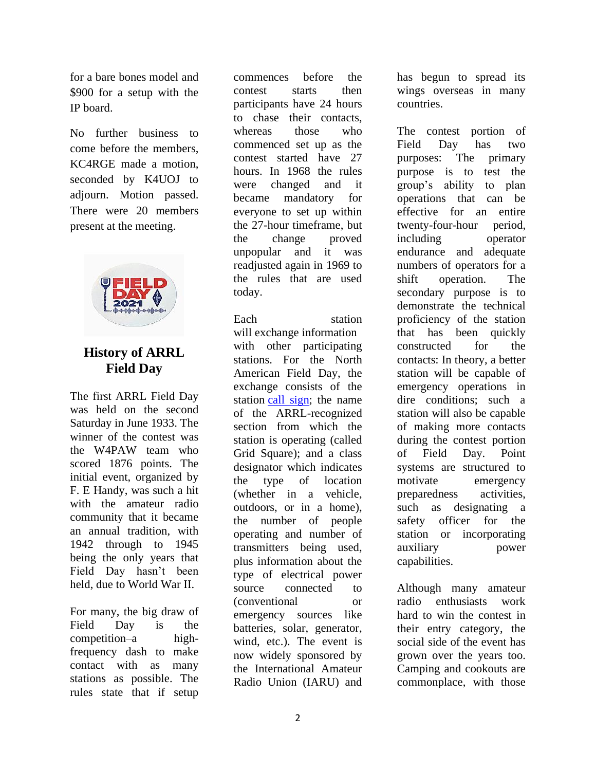for a bare bones model and $900 for a setup with the IP board.

No further business to come before the members, KC4RGE made a motion, seconded by K4UOJ to adjourn. Motion passed. There were 20 members present at the meeting.

## History of ARRL Field Day

The first ARRL Field Day was held on the second Saturday in June 1933. The winner of the contest was the W4PAW team who scored 1876 points. The initial event, organized by F. E Handy, was such a hit with the amateur radio community that it became an annual tradition, with 1942 through to 1945 being the only years that Field Day hasn't been held, due to World War II.

For many, the big draw of Field Day is the competition–a high-frequency dash to make contact with as many stations as possible. The rules state that if setup commences before the contest starts then participants have 24 hours to chase their contacts, whereas those who commenced set up as the contest started have 27 hours. In 1968 the rules were changed and it became mandatory for everyone to set up within the 27-hour timeframe, but the change proved unpopular and it was readjusted again in 1969 to the rules that are used today.

Each station will exchange information with other participating stations. For the North American Field Day, the exchange consists of the station call sign; the name of the ARRL-recognized section from which the station is operating (called Grid Square); and a class designator which indicates the type of location (whether in a vehicle, outdoors, or in a home), the number of people operating and number of transmitters being used, plus information about the type of electrical power source connected to (conventional or emergency sources like batteries, solar, generator, wind, etc.). The event is now widely sponsored by the International Amateur Radio Union (IARU) and has begun to spread its wings overseas in many countries.

The contest portion of Field Day has two purposes: The primary purpose is to test the group's ability to plan operations that can be effective for an entire twenty-four-hour period, including operator endurance and adequate numbers of operators for a shift operation. The secondary purpose is to demonstrate the technical proficiency of the station that has been quickly constructed for the contacts: In theory, a better station will be capable of emergency operations in dire conditions; such a station will also be capable of making more contacts during the contest portion of Field Day. Point systems are structured to motivate emergency preparedness activities, such as designating a safety officer for the station or incorporating auxiliary power capabilities.

Although many amateur radio enthusiasts work hard to win the contest in their entry category, the social side of the event has grown over the years too. Camping and cookouts are commonplace, with those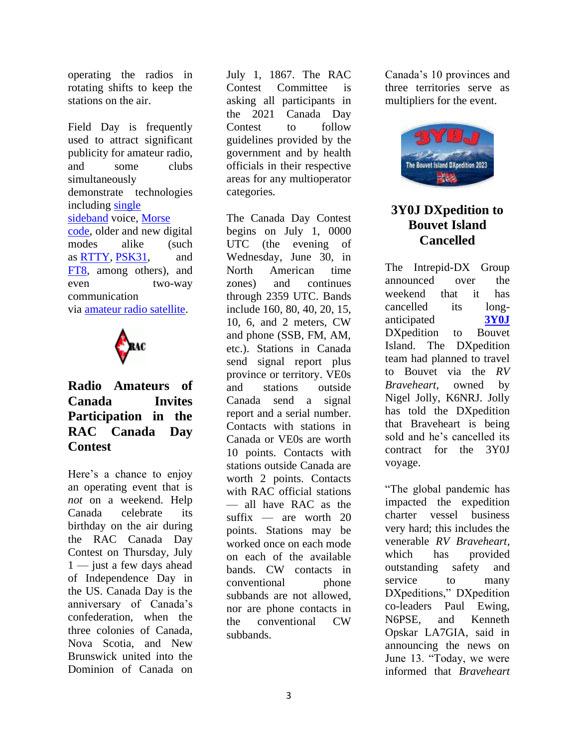operating the radios in rotating shifts to keep the stations on the air.

Field Day is frequently used to attract significant publicity for amateur radio, and some clubs simultaneously demonstrate technologies including single sideband voice, Morse code, older and new digital modes alike (such as RTTY, PSK31, and FT8, among others), and even two-way communication via amateur radio satellite.

## Radio Amateurs of Canada Invites Participation in the RAC Canada Day Contest

Here's a chance to enjoy an operating event that is *not* on a weekend. Help Canada celebrate its birthday on the air during the RAC Canada Day Contest on Thursday, July 1 — just a few days ahead of Independence Day in the US. Canada Day is the anniversary of Canada's confederation, when the three colonies of Canada, Nova Scotia, and New Brunswick united into the Dominion of Canada on July 1, 1867. The RAC Contest Committee is asking all participants in the 2021 Canada Day Contest to follow guidelines provided by the government and by health officials in their respective areas for any multioperator categories.

The Canada Day Contest begins on July 1, 0000 UTC (the evening of Wednesday, June 30, in North American time zones) and continues through 2359 UTC. Bands include 160, 80, 40, 20, 15, 10, 6, and 2 meters, CW and phone (SSB, FM, AM, etc.). Stations in Canada send signal report plus province or territory. VE0s and stations outside Canada send a signal report and a serial number. Contacts with stations in Canada or VE0s are worth 10 points. Contacts with stations outside Canada are worth 2 points. Contacts with RAC official stations — all have RAC as the suffix — are worth 20 points. Stations may be worked once on each mode on each of the available bands. CW contacts in conventional phone subbands are not allowed, nor are phone contacts in the conventional CW subbands.

Canada's 10 provinces and three territories serve as multipliers for the event.

## 3Y0J DXpedition to Bouvet Island Cancelled

The Intrepid-DX Group announced over the weekend that it has cancelled its long-anticipated **3Y0J** DXpedition to Bouvet Island. The DXpedition team had planned to travel to Bouvet via the *RV Braveheart*, owned by Nigel Jolly, K6NRJ. Jolly has told the DXpedition that Braveheart is being sold and he's cancelled its contract for the 3Y0J voyage.

"The global pandemic has impacted the expedition charter vessel business very hard; this includes the venerable *RV Braveheart*, which has provided outstanding safety and service to many DXpeditions," DXpedition co-leaders Paul Ewing, N6PSE, and Kenneth Opskar LA7GIA, said in announcing the news on June 13. "Today, we were informed that *Braveheart*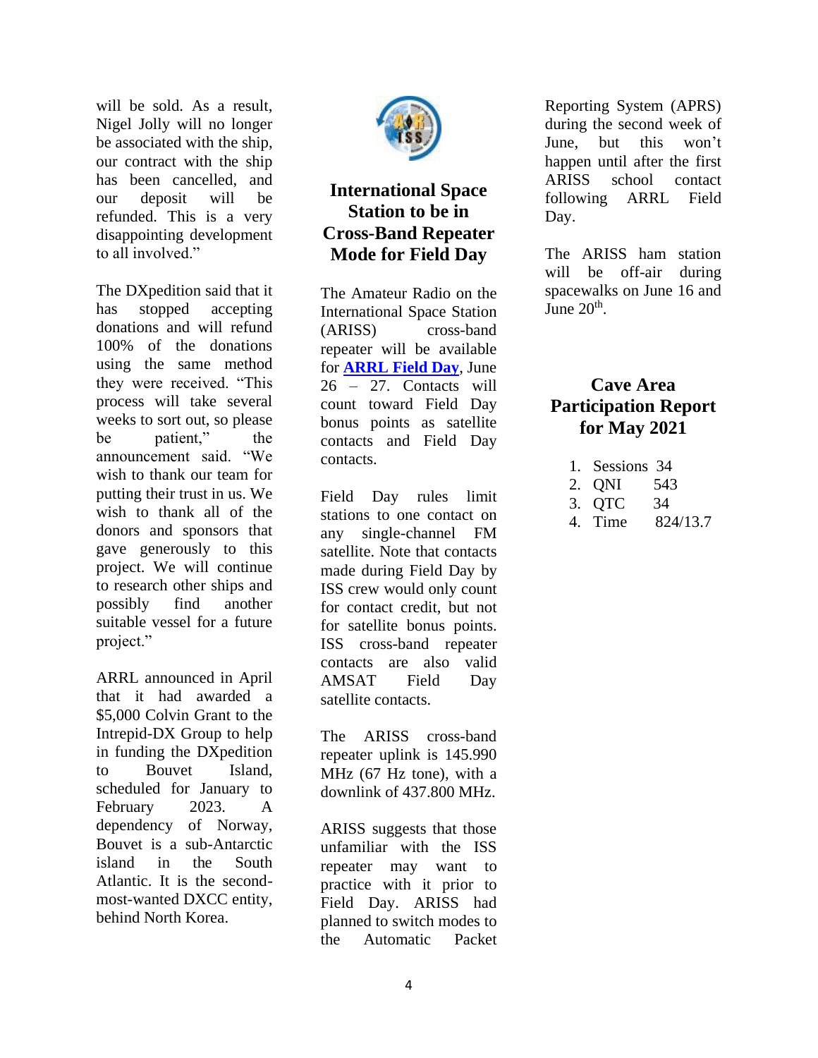will be sold. As a result, Nigel Jolly will no longer be associated with the ship, our contract with the ship has been cancelled, and our deposit will be refunded. This is a very disappointing development to all involved."

The DXpedition said that it has stopped accepting donations and will refund 100% of the donations using the same method they were received. "This process will take several weeks to sort out, so please be patient," the announcement said. "We wish to thank our team for putting their trust in us. We wish to thank all of the donors and sponsors that gave generously to this project. We will continue to research other ships and possibly find another suitable vessel for a future project."

ARRL announced in April that it had awarded a $5,000 Colvin Grant to the Intrepid-DX Group to help in funding the DXpedition to Bouvet Island, scheduled for January to February 2023. A dependency of Norway, Bouvet is a sub-Antarctic island in the South Atlantic. It is the second-most-wanted DXCC entity, behind North Korea.

## International Space Station to be in Cross-Band Repeater Mode for Field Day

The Amateur Radio on the International Space Station (ARISS) cross-band repeater will be available for **ARRL Field Day**, June 26 – 27. Contacts will count toward Field Day bonus points as satellite contacts and Field Day contacts.

Field Day rules limit stations to one contact on any single-channel FM satellite. Note that contacts made during Field Day by ISS crew would only count for contact credit, but not for satellite bonus points. ISS cross-band repeater contacts are also valid AMSAT Field Day satellite contacts.

The ARISS cross-band repeater uplink is 145.990 MHz (67 Hz tone), with a downlink of 437.800 MHz.

ARISS suggests that those unfamiliar with the ISS repeater may want to practice with it prior to Field Day. ARISS had planned to switch modes to the Automatic Packet Reporting System (APRS) during the second week of June, but this won't happen until after the first ARISS school contact following ARRL Field Day.

The ARISS ham station will be off-air during spacewalks on June 16 and June 20th.

## Cave Area Participation Report for May 2021

1. Sessions 34
2. QNI 543
3. QTC 34
4. Time 824/13.7